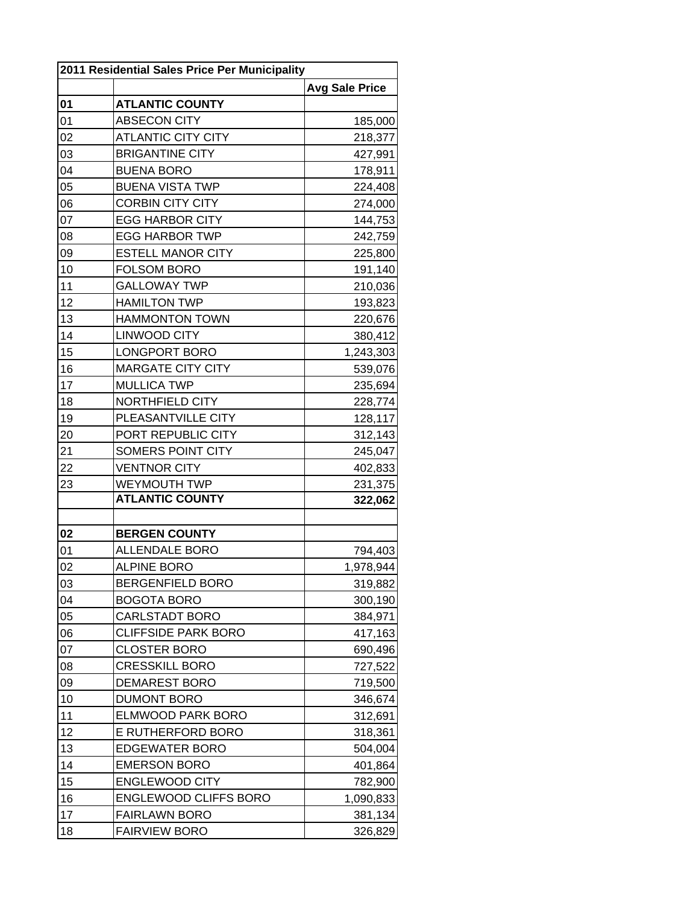| 2011 Residential Sales Price Per Municipality | | |
|---|---|---|
| | | **Avg Sale Price** |
| **01** | **ATLANTIC COUNTY** | |
| 01 | ABSECON CITY | 185,000 |
| 02 | ATLANTIC CITY CITY | 218,377 |
| 03 | BRIGANTINE CITY | 427,991 |
| 04 | BUENA BORO | 178,911 |
| 05 | BUENA VISTA TWP | 224,408 |
| 06 | CORBIN CITY CITY | 274,000 |
| 07 | EGG HARBOR CITY | 144,753 |
| 08 | EGG HARBOR TWP | 242,759 |
| 09 | ESTELL MANOR CITY | 225,800 |
| 10 | FOLSOM BORO | 191,140 |
| 11 | GALLOWAY TWP | 210,036 |
| 12 | HAMILTON TWP | 193,823 |
| 13 | HAMMONTON TOWN | 220,676 |
| 14 | LINWOOD CITY | 380,412 |
| 15 | LONGPORT BORO | 1,243,303 |
| 16 | MARGATE CITY CITY | 539,076 |
| 17 | MULLICA TWP | 235,694 |
| 18 | NORTHFIELD CITY | 228,774 |
| 19 | PLEASANTVILLE CITY | 128,117 |
| 20 | PORT REPUBLIC CITY | 312,143 |
| 21 | SOMERS POINT CITY | 245,047 |
| 22 | VENTNOR CITY | 402,833 |
| 23 | WEYMOUTH TWP | 231,375 |
| | **ATLANTIC COUNTY** | **322,062** |
| | | |
| **02** | **BERGEN COUNTY** | |
| 01 | ALLENDALE BORO | 794,403 |
| 02 | ALPINE BORO | 1,978,944 |
| 03 | BERGENFIELD BORO | 319,882 |
| 04 | BOGOTA BORO | 300,190 |
| 05 | CARLSTADT BORO | 384,971 |
| 06 | CLIFFSIDE PARK BORO | 417,163 |
| 07 | CLOSTER BORO | 690,496 |
| 08 | CRESSKILL BORO | 727,522 |
| 09 | DEMAREST BORO | 719,500 |
| 10 | DUMONT BORO | 346,674 |
| 11 | ELMWOOD PARK BORO | 312,691 |
| 12 | E RUTHERFORD BORO | 318,361 |
| 13 | EDGEWATER BORO | 504,004 |
| 14 | EMERSON BORO | 401,864 |
| 15 | ENGLEWOOD CITY | 782,900 |
| 16 | ENGLEWOOD CLIFFS BORO | 1,090,833 |
| 17 | FAIRLAWN BORO | 381,134 |
| 18 | FAIRVIEW BORO | 326,829 |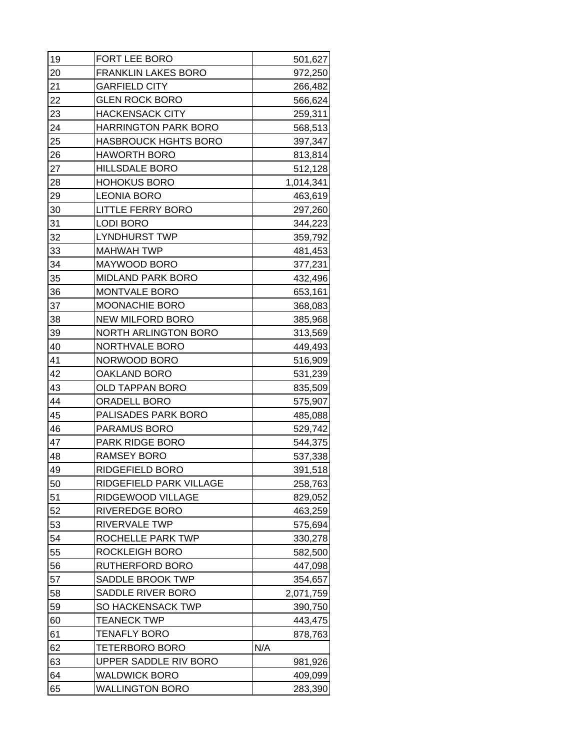| | | |
|---|---|---|
| 19 | FORT LEE BORO | 501,627 |
| 20 | FRANKLIN LAKES BORO | 972,250 |
| 21 | GARFIELD CITY | 266,482 |
| 22 | GLEN ROCK BORO | 566,624 |
| 23 | HACKENSACK CITY | 259,311 |
| 24 | HARRINGTON PARK BORO | 568,513 |
| 25 | HASBROUCK HGHTS BORO | 397,347 |
| 26 | HAWORTH BORO | 813,814 |
| 27 | HILLSDALE BORO | 512,128 |
| 28 | HOHOKUS BORO | 1,014,341 |
| 29 | LEONIA BORO | 463,619 |
| 30 | LITTLE FERRY BORO | 297,260 |
| 31 | LODI BORO | 344,223 |
| 32 | LYNDHURST TWP | 359,792 |
| 33 | MAHWAH TWP | 481,453 |
| 34 | MAYWOOD BORO | 377,231 |
| 35 | MIDLAND PARK BORO | 432,496 |
| 36 | MONTVALE BORO | 653,161 |
| 37 | MOONACHIE BORO | 368,083 |
| 38 | NEW MILFORD BORO | 385,968 |
| 39 | NORTH ARLINGTON BORO | 313,569 |
| 40 | NORTHVALE BORO | 449,493 |
| 41 | NORWOOD BORO | 516,909 |
| 42 | OAKLAND BORO | 531,239 |
| 43 | OLD TAPPAN BORO | 835,509 |
| 44 | ORADELL BORO | 575,907 |
| 45 | PALISADES PARK BORO | 485,088 |
| 46 | PARAMUS BORO | 529,742 |
| 47 | PARK RIDGE BORO | 544,375 |
| 48 | RAMSEY BORO | 537,338 |
| 49 | RIDGEFIELD BORO | 391,518 |
| 50 | RIDGEFIELD PARK VILLAGE | 258,763 |
| 51 | RIDGEWOOD VILLAGE | 829,052 |
| 52 | RIVEREDGE BORO | 463,259 |
| 53 | RIVERVALE TWP | 575,694 |
| 54 | ROCHELLE PARK TWP | 330,278 |
| 55 | ROCKLEIGH BORO | 582,500 |
| 56 | RUTHERFORD BORO | 447,098 |
| 57 | SADDLE BROOK TWP | 354,657 |
| 58 | SADDLE RIVER BORO | 2,071,759 |
| 59 | SO HACKENSACK TWP | 390,750 |
| 60 | TEANECK TWP | 443,475 |
| 61 | TENAFLY BORO | 878,763 |
| 62 | TETERBORO BORO | N/A |
| 63 | UPPER SADDLE RIV BORO | 981,926 |
| 64 | WALDWICK BORO | 409,099 |
| 65 | WALLINGTON BORO | 283,390 |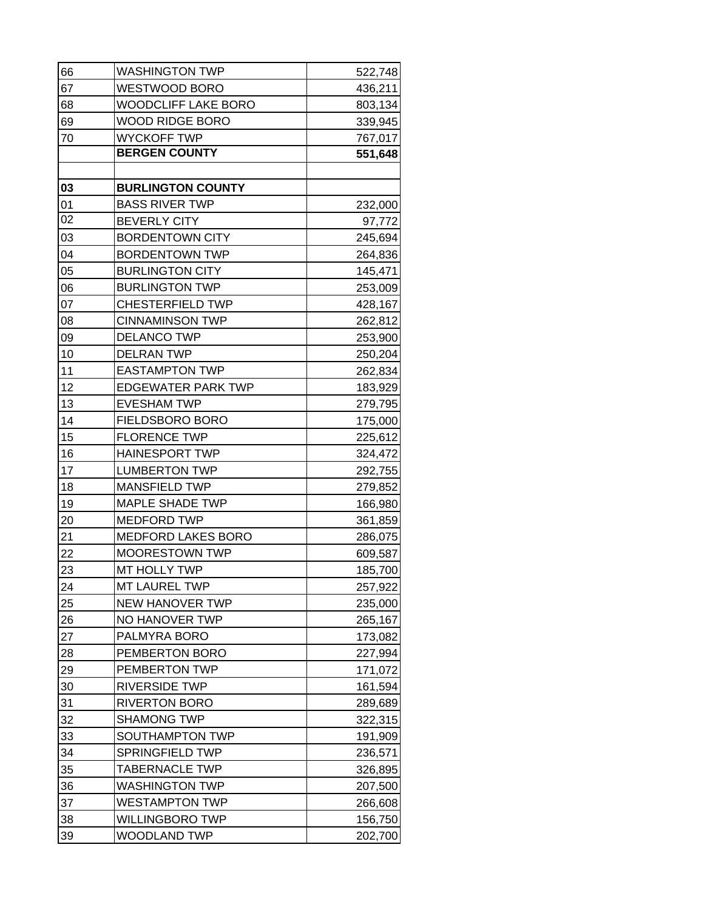| | | |
|---|---|---|
| 66 | WASHINGTON TWP | 522,748 |
| 67 | WESTWOOD BORO | 436,211 |
| 68 | WOODCLIFF LAKE BORO | 803,134 |
| 69 | WOOD RIDGE BORO | 339,945 |
| 70 | WYCKOFF TWP | 767,017 |
| | **BERGEN COUNTY** | **551,648** |
| | | |
| **03** | **BURLINGTON COUNTY** | |
| 01 | BASS RIVER TWP | 232,000 |
| 02 | BEVERLY CITY | 97,772 |
| 03 | BORDENTOWN CITY | 245,694 |
| 04 | BORDENTOWN TWP | 264,836 |
| 05 | BURLINGTON CITY | 145,471 |
| 06 | BURLINGTON TWP | 253,009 |
| 07 | CHESTERFIELD TWP | 428,167 |
| 08 | CINNAMINSON TWP | 262,812 |
| 09 | DELANCO TWP | 253,900 |
| 10 | DELRAN TWP | 250,204 |
| 11 | EASTAMPTON TWP | 262,834 |
| 12 | EDGEWATER PARK TWP | 183,929 |
| 13 | EVESHAM TWP | 279,795 |
| 14 | FIELDSBORO BORO | 175,000 |
| 15 | FLORENCE TWP | 225,612 |
| 16 | HAINESPORT TWP | 324,472 |
| 17 | LUMBERTON TWP | 292,755 |
| 18 | MANSFIELD TWP | 279,852 |
| 19 | MAPLE SHADE TWP | 166,980 |
| 20 | MEDFORD TWP | 361,859 |
| 21 | MEDFORD LAKES BORO | 286,075 |
| 22 | MOORESTOWN TWP | 609,587 |
| 23 | MT HOLLY TWP | 185,700 |
| 24 | MT LAUREL TWP | 257,922 |
| 25 | NEW HANOVER TWP | 235,000 |
| 26 | NO HANOVER TWP | 265,167 |
| 27 | PALMYRA BORO | 173,082 |
| 28 | PEMBERTON BORO | 227,994 |
| 29 | PEMBERTON TWP | 171,072 |
| 30 | RIVERSIDE TWP | 161,594 |
| 31 | RIVERTON BORO | 289,689 |
| 32 | SHAMONG TWP | 322,315 |
| 33 | SOUTHAMPTON TWP | 191,909 |
| 34 | SPRINGFIELD TWP | 236,571 |
| 35 | TABERNACLE TWP | 326,895 |
| 36 | WASHINGTON TWP | 207,500 |
| 37 | WESTAMPTON TWP | 266,608 |
| 38 | WILLINGBORO TWP | 156,750 |
| 39 | WOODLAND TWP | 202,700 |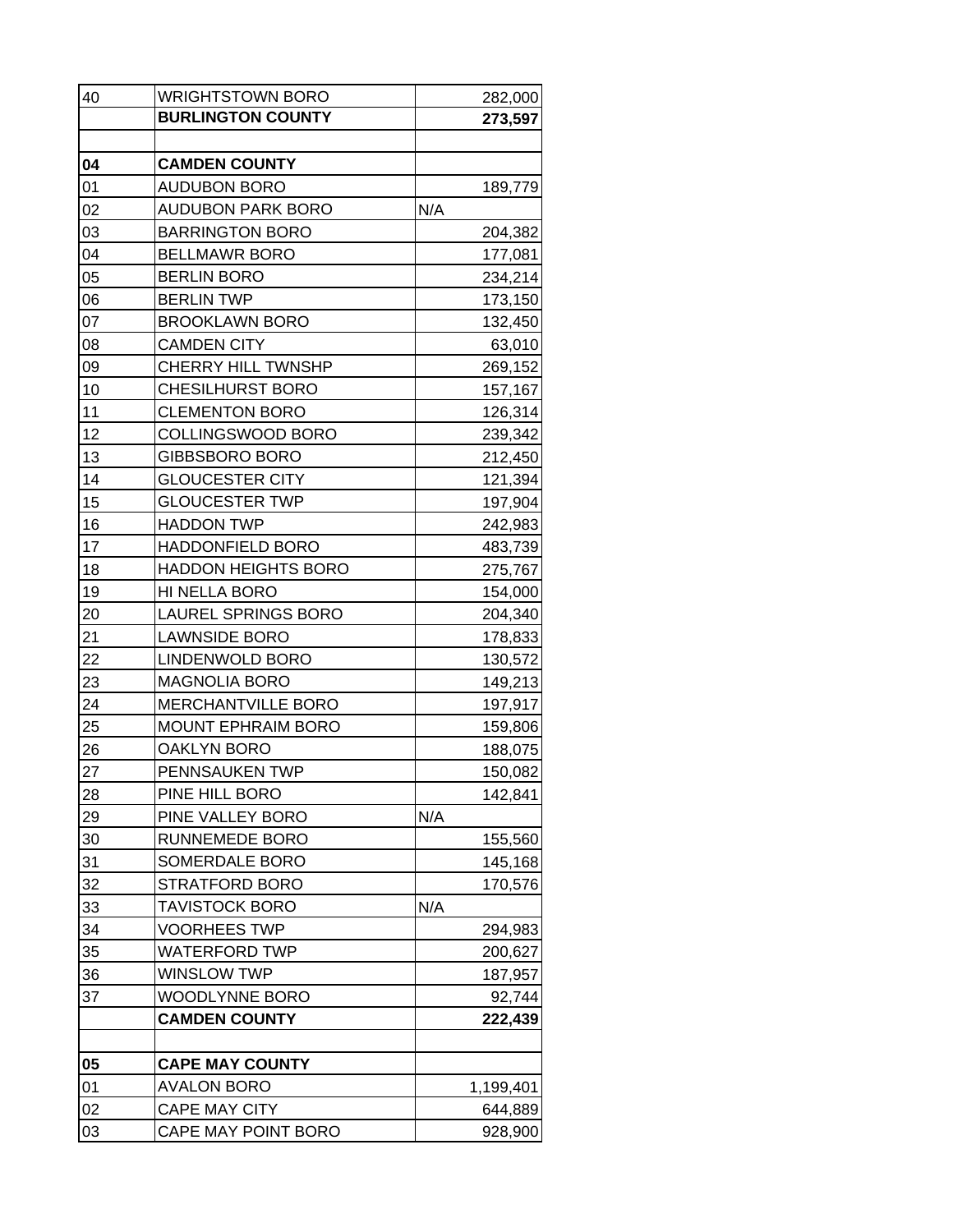| 40 | WRIGHTSTOWN BORO | 282,000 |
|---|---|---|
| | **BURLINGTON COUNTY** | **273,597** |
| | | |
| **04** | **CAMDEN COUNTY** | |
| 01 | AUDUBON BORO | 189,779 |
| 02 | AUDUBON PARK BORO | N/A |
| 03 | BARRINGTON BORO | 204,382 |
| 04 | BELLMAWR BORO | 177,081 |
| 05 | BERLIN BORO | 234,214 |
| 06 | BERLIN TWP | 173,150 |
| 07 | BROOKLAWN BORO | 132,450 |
| 08 | CAMDEN CITY | 63,010 |
| 09 | CHERRY HILL TWNSHP | 269,152 |
| 10 | CHESILHURST BORO | 157,167 |
| 11 | CLEMENTON BORO | 126,314 |
| 12 | COLLINGSWOOD BORO | 239,342 |
| 13 | GIBBSBORO BORO | 212,450 |
| 14 | GLOUCESTER CITY | 121,394 |
| 15 | GLOUCESTER TWP | 197,904 |
| 16 | HADDON TWP | 242,983 |
| 17 | HADDONFIELD BORO | 483,739 |
| 18 | HADDON HEIGHTS BORO | 275,767 |
| 19 | HI NELLA BORO | 154,000 |
| 20 | LAUREL SPRINGS BORO | 204,340 |
| 21 | LAWNSIDE BORO | 178,833 |
| 22 | LINDENWOLD BORO | 130,572 |
| 23 | MAGNOLIA BORO | 149,213 |
| 24 | MERCHANTVILLE BORO | 197,917 |
| 25 | MOUNT EPHRAIM BORO | 159,806 |
| 26 | OAKLYN BORO | 188,075 |
| 27 | PENNSAUKEN TWP | 150,082 |
| 28 | PINE HILL BORO | 142,841 |
| 29 | PINE VALLEY BORO | N/A |
| 30 | RUNNEMEDE BORO | 155,560 |
| 31 | SOMERDALE BORO | 145,168 |
| 32 | STRATFORD BORO | 170,576 |
| 33 | TAVISTOCK BORO | N/A |
| 34 | VOORHEES TWP | 294,983 |
| 35 | WATERFORD TWP | 200,627 |
| 36 | WINSLOW TWP | 187,957 |
| 37 | WOODLYNNE BORO | 92,744 |
| | **CAMDEN COUNTY** | **222,439** |
| | | |
| **05** | **CAPE MAY COUNTY** | |
| 01 | AVALON BORO | 1,199,401 |
| 02 | CAPE MAY CITY | 644,889 |
| 03 | CAPE MAY POINT BORO | 928,900 |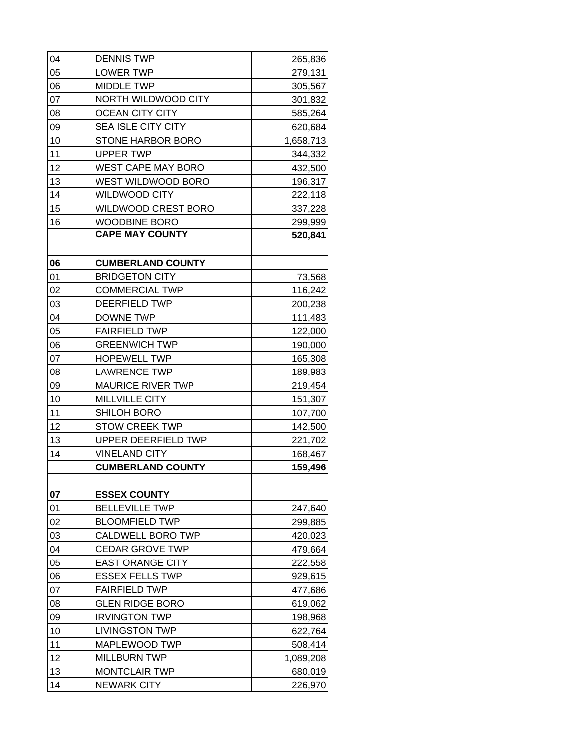| | | |
|---|---|---|
| 04 | DENNIS TWP | 265,836 |
| 05 | LOWER TWP | 279,131 |
| 06 | MIDDLE TWP | 305,567 |
| 07 | NORTH WILDWOOD CITY | 301,832 |
| 08 | OCEAN CITY CITY | 585,264 |
| 09 | SEA ISLE CITY CITY | 620,684 |
| 10 | STONE HARBOR BORO | 1,658,713 |
| 11 | UPPER TWP | 344,332 |
| 12 | WEST CAPE MAY BORO | 432,500 |
| 13 | WEST WILDWOOD BORO | 196,317 |
| 14 | WILDWOOD CITY | 222,118 |
| 15 | WILDWOOD CREST BORO | 337,228 |
| 16 | WOODBINE BORO | 299,999 |
| | **CAPE MAY COUNTY** | **520,841** |
| | | |
| **06** | **CUMBERLAND COUNTY** | |
| 01 | BRIDGETON CITY | 73,568 |
| 02 | COMMERCIAL TWP | 116,242 |
| 03 | DEERFIELD TWP | 200,238 |
| 04 | DOWNE TWP | 111,483 |
| 05 | FAIRFIELD TWP | 122,000 |
| 06 | GREENWICH TWP | 190,000 |
| 07 | HOPEWELL TWP | 165,308 |
| 08 | LAWRENCE TWP | 189,983 |
| 09 | MAURICE RIVER TWP | 219,454 |
| 10 | MILLVILLE CITY | 151,307 |
| 11 | SHILOH BORO | 107,700 |
| 12 | STOW CREEK TWP | 142,500 |
| 13 | UPPER DEERFIELD TWP | 221,702 |
| 14 | VINELAND CITY | 168,467 |
| | **CUMBERLAND COUNTY** | **159,496** |
| | | |
| **07** | **ESSEX COUNTY** | |
| 01 | BELLEVILLE TWP | 247,640 |
| 02 | BLOOMFIELD TWP | 299,885 |
| 03 | CALDWELL BORO TWP | 420,023 |
| 04 | CEDAR GROVE TWP | 479,664 |
| 05 | EAST ORANGE CITY | 222,558 |
| 06 | ESSEX FELLS TWP | 929,615 |
| 07 | FAIRFIELD TWP | 477,686 |
| 08 | GLEN RIDGE BORO | 619,062 |
| 09 | IRVINGTON TWP | 198,968 |
| 10 | LIVINGSTON TWP | 622,764 |
| 11 | MAPLEWOOD TWP | 508,414 |
| 12 | MILLBURN TWP | 1,089,208 |
| 13 | MONTCLAIR TWP | 680,019 |
| 14 | NEWARK CITY | 226,970 |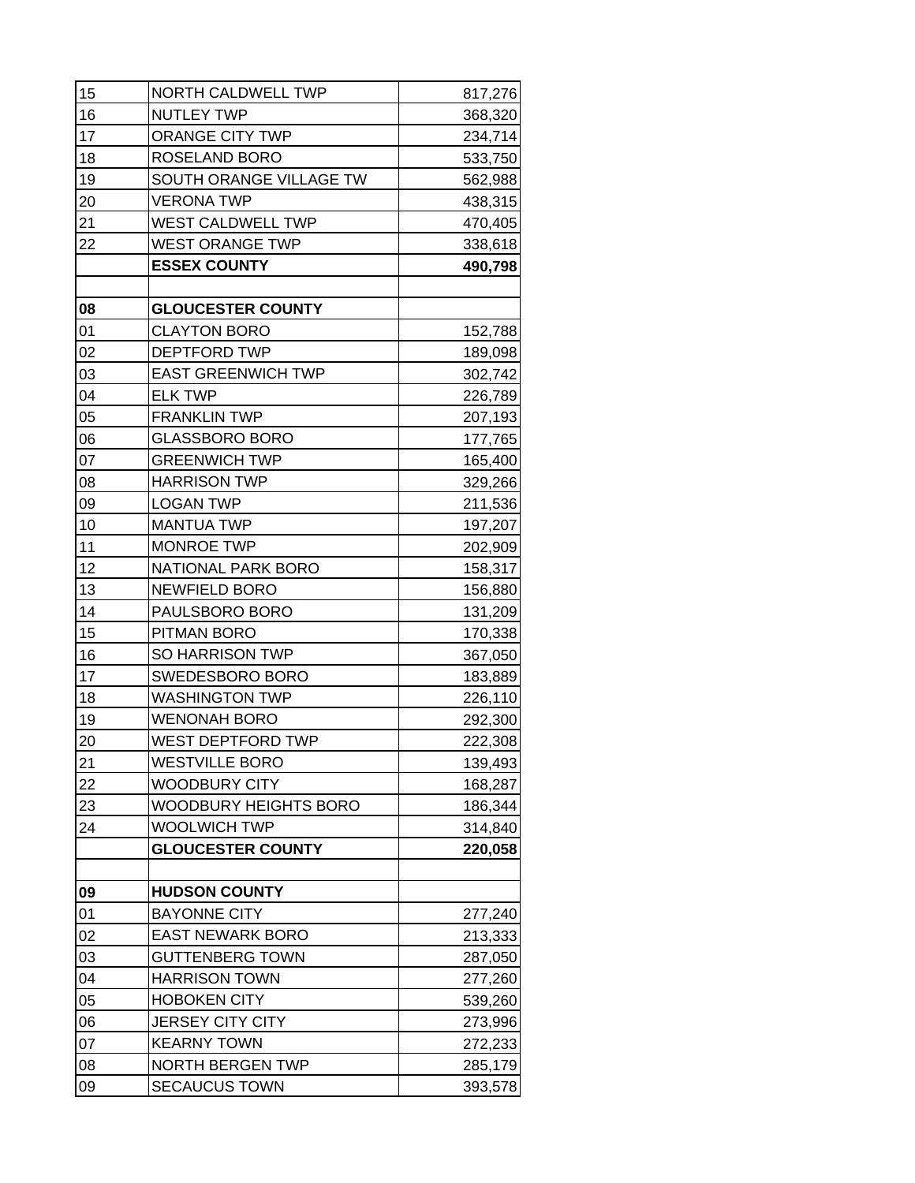| | | |
|---|---|---|
| 15 | NORTH CALDWELL TWP | 817,276 |
| 16 | NUTLEY TWP | 368,320 |
| 17 | ORANGE CITY TWP | 234,714 |
| 18 | ROSELAND BORO | 533,750 |
| 19 | SOUTH ORANGE VILLAGE TW | 562,988 |
| 20 | VERONA TWP | 438,315 |
| 21 | WEST CALDWELL TWP | 470,405 |
| 22 | WEST ORANGE TWP | 338,618 |
| | **ESSEX COUNTY** | **490,798** |
| | | |
| **08** | **GLOUCESTER COUNTY** | |
| 01 | CLAYTON BORO | 152,788 |
| 02 | DEPTFORD TWP | 189,098 |
| 03 | EAST GREENWICH TWP | 302,742 |
| 04 | ELK TWP | 226,789 |
| 05 | FRANKLIN TWP | 207,193 |
| 06 | GLASSBORO BORO | 177,765 |
| 07 | GREENWICH TWP | 165,400 |
| 08 | HARRISON TWP | 329,266 |
| 09 | LOGAN TWP | 211,536 |
| 10 | MANTUA TWP | 197,207 |
| 11 | MONROE TWP | 202,909 |
| 12 | NATIONAL PARK BORO | 158,317 |
| 13 | NEWFIELD BORO | 156,880 |
| 14 | PAULSBORO BORO | 131,209 |
| 15 | PITMAN BORO | 170,338 |
| 16 | SO HARRISON TWP | 367,050 |
| 17 | SWEDESBORO BORO | 183,889 |
| 18 | WASHINGTON TWP | 226,110 |
| 19 | WENONAH BORO | 292,300 |
| 20 | WEST DEPTFORD TWP | 222,308 |
| 21 | WESTVILLE BORO | 139,493 |
| 22 | WOODBURY CITY | 168,287 |
| 23 | WOODBURY HEIGHTS BORO | 186,344 |
| 24 | WOOLWICH TWP | 314,840 |
| | **GLOUCESTER COUNTY** | **220,058** |
| | | |
| **09** | **HUDSON COUNTY** | |
| 01 | BAYONNE CITY | 277,240 |
| 02 | EAST NEWARK BORO | 213,333 |
| 03 | GUTTENBERG TOWN | 287,050 |
| 04 | HARRISON TOWN | 277,260 |
| 05 | HOBOKEN CITY | 539,260 |
| 06 | JERSEY CITY CITY | 273,996 |
| 07 | KEARNY TOWN | 272,233 |
| 08 | NORTH BERGEN TWP | 285,179 |
| 09 | SECAUCUS TOWN | 393,578 |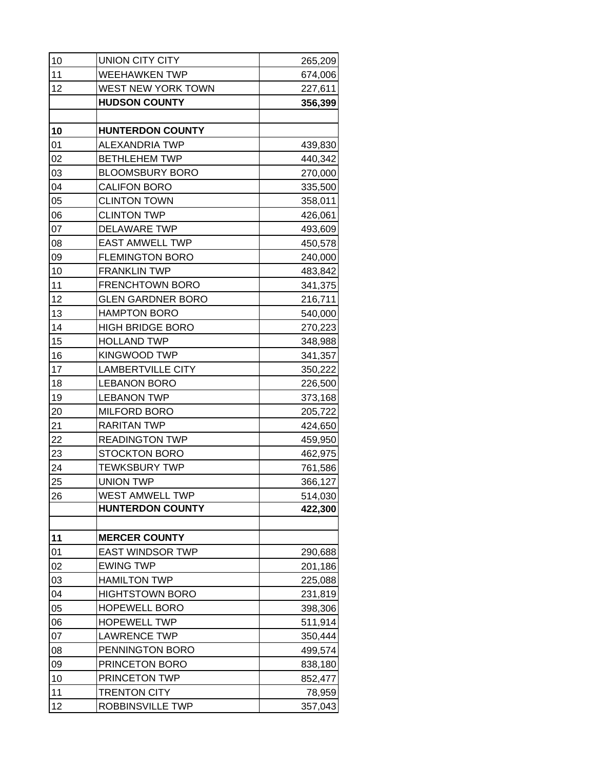| | | |
|---|---|---|
| 10 | UNION CITY CITY | 265,209 |
| 11 | WEEHAWKEN TWP | 674,006 |
| 12 | WEST NEW YORK TOWN | 227,611 |
| | **HUDSON COUNTY** | **356,399** |
| | | |
| **10** | **HUNTERDON COUNTY** | |
| 01 | ALEXANDRIA TWP | 439,830 |
| 02 | BETHLEHEM TWP | 440,342 |
| 03 | BLOOMSBURY BORO | 270,000 |
| 04 | CALIFON BORO | 335,500 |
| 05 | CLINTON TOWN | 358,011 |
| 06 | CLINTON TWP | 426,061 |
| 07 | DELAWARE TWP | 493,609 |
| 08 | EAST AMWELL TWP | 450,578 |
| 09 | FLEMINGTON BORO | 240,000 |
| 10 | FRANKLIN TWP | 483,842 |
| 11 | FRENCHTOWN BORO | 341,375 |
| 12 | GLEN GARDNER BORO | 216,711 |
| 13 | HAMPTON BORO | 540,000 |
| 14 | HIGH BRIDGE BORO | 270,223 |
| 15 | HOLLAND TWP | 348,988 |
| 16 | KINGWOOD TWP | 341,357 |
| 17 | LAMBERTVILLE CITY | 350,222 |
| 18 | LEBANON BORO | 226,500 |
| 19 | LEBANON TWP | 373,168 |
| 20 | MILFORD BORO | 205,722 |
| 21 | RARITAN TWP | 424,650 |
| 22 | READINGTON TWP | 459,950 |
| 23 | STOCKTON BORO | 462,975 |
| 24 | TEWKSBURY TWP | 761,586 |
| 25 | UNION TWP | 366,127 |
| 26 | WEST AMWELL TWP | 514,030 |
| | **HUNTERDON COUNTY** | **422,300** |
| | | |
| **11** | **MERCER COUNTY** | |
| 01 | EAST WINDSOR TWP | 290,688 |
| 02 | EWING TWP | 201,186 |
| 03 | HAMILTON TWP | 225,088 |
| 04 | HIGHTSTOWN BORO | 231,819 |
| 05 | HOPEWELL BORO | 398,306 |
| 06 | HOPEWELL TWP | 511,914 |
| 07 | LAWRENCE TWP | 350,444 |
| 08 | PENNINGTON BORO | 499,574 |
| 09 | PRINCETON BORO | 838,180 |
| 10 | PRINCETON TWP | 852,477 |
| 11 | TRENTON CITY | 78,959 |
| 12 | ROBBINSVILLE TWP | 357,043 |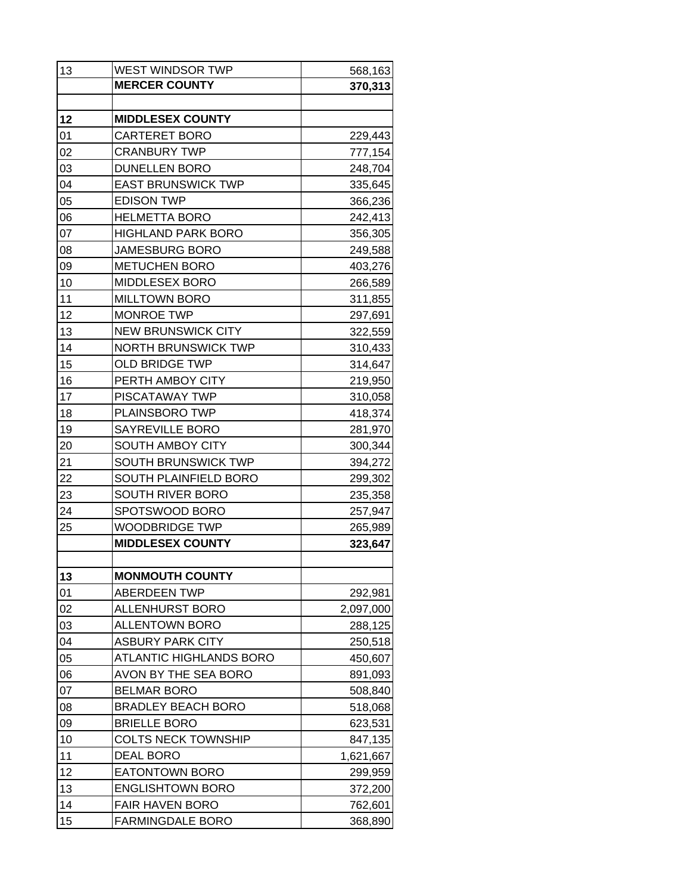| | | |
|---|---|---|
| 13 | WEST WINDSOR TWP | 568,163 |
| | **MERCER COUNTY** | **370,313** |
| | | |
| **12** | **MIDDLESEX COUNTY** | |
| 01 | CARTERET BORO | 229,443 |
| 02 | CRANBURY TWP | 777,154 |
| 03 | DUNELLEN BORO | 248,704 |
| 04 | EAST BRUNSWICK TWP | 335,645 |
| 05 | EDISON TWP | 366,236 |
| 06 | HELMETTA BORO | 242,413 |
| 07 | HIGHLAND PARK BORO | 356,305 |
| 08 | JAMESBURG BORO | 249,588 |
| 09 | METUCHEN BORO | 403,276 |
| 10 | MIDDLESEX BORO | 266,589 |
| 11 | MILLTOWN BORO | 311,855 |
| 12 | MONROE TWP | 297,691 |
| 13 | NEW BRUNSWICK CITY | 322,559 |
| 14 | NORTH BRUNSWICK TWP | 310,433 |
| 15 | OLD BRIDGE TWP | 314,647 |
| 16 | PERTH AMBOY CITY | 219,950 |
| 17 | PISCATAWAY TWP | 310,058 |
| 18 | PLAINSBORO TWP | 418,374 |
| 19 | SAYREVILLE BORO | 281,970 |
| 20 | SOUTH AMBOY CITY | 300,344 |
| 21 | SOUTH BRUNSWICK TWP | 394,272 |
| 22 | SOUTH PLAINFIELD BORO | 299,302 |
| 23 | SOUTH RIVER BORO | 235,358 |
| 24 | SPOTSWOOD BORO | 257,947 |
| 25 | WOODBRIDGE TWP | 265,989 |
| | **MIDDLESEX COUNTY** | **323,647** |
| | | |
| **13** | **MONMOUTH COUNTY** | |
| 01 | ABERDEEN TWP | 292,981 |
| 02 | ALLENHURST BORO | 2,097,000 |
| 03 | ALLENTOWN BORO | 288,125 |
| 04 | ASBURY PARK CITY | 250,518 |
| 05 | ATLANTIC HIGHLANDS BORO | 450,607 |
| 06 | AVON BY THE SEA BORO | 891,093 |
| 07 | BELMAR BORO | 508,840 |
| 08 | BRADLEY BEACH BORO | 518,068 |
| 09 | BRIELLE BORO | 623,531 |
| 10 | COLTS NECK TOWNSHIP | 847,135 |
| 11 | DEAL BORO | 1,621,667 |
| 12 | EATONTOWN BORO | 299,959 |
| 13 | ENGLISHTOWN BORO | 372,200 |
| 14 | FAIR HAVEN BORO | 762,601 |
| 15 | FARMINGDALE BORO | 368,890 |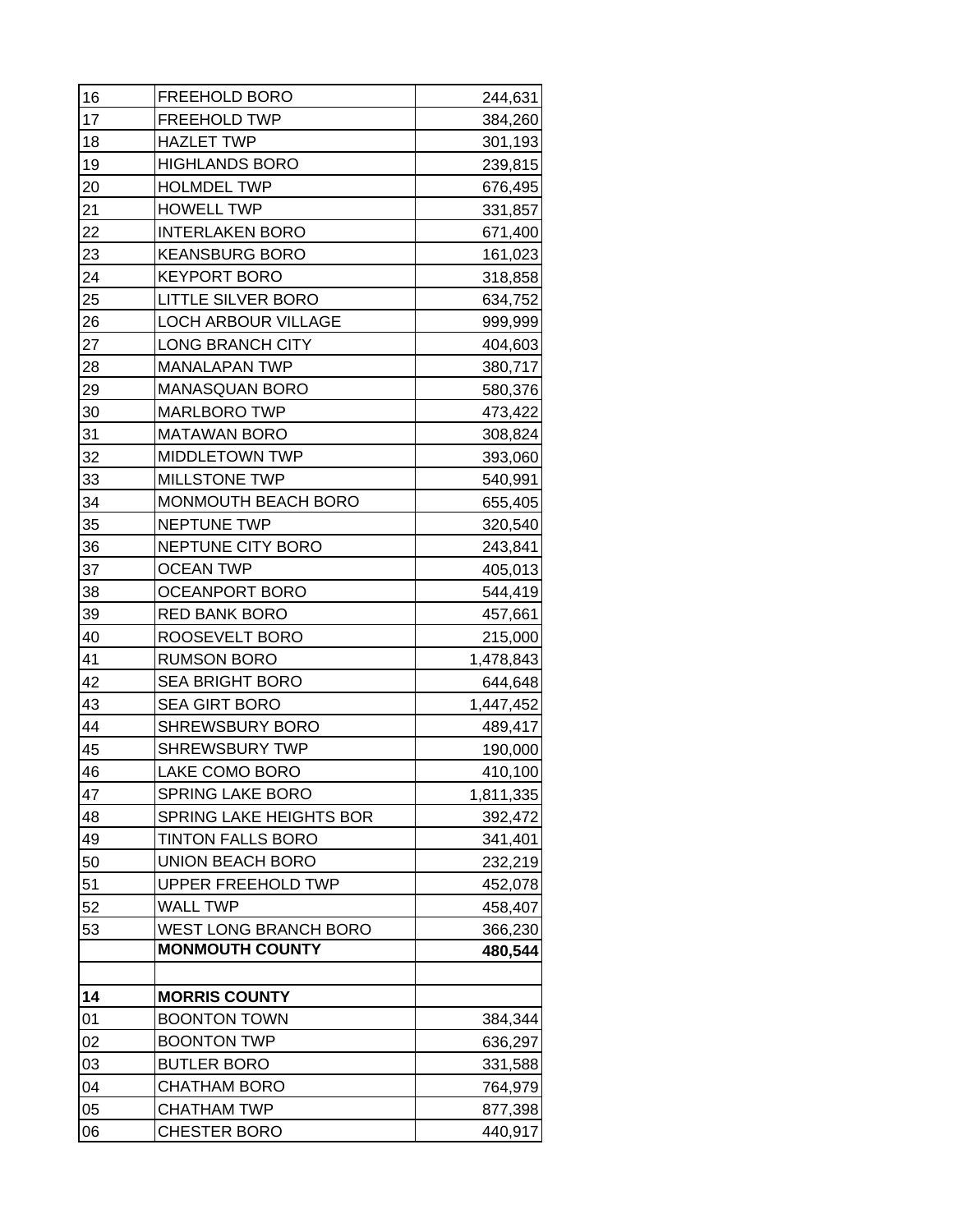| | | |
|---|---|---|
| 16 | FREEHOLD BORO | 244,631 |
| 17 | FREEHOLD TWP | 384,260 |
| 18 | HAZLET TWP | 301,193 |
| 19 | HIGHLANDS BORO | 239,815 |
| 20 | HOLMDEL TWP | 676,495 |
| 21 | HOWELL TWP | 331,857 |
| 22 | INTERLAKEN BORO | 671,400 |
| 23 | KEANSBURG BORO | 161,023 |
| 24 | KEYPORT BORO | 318,858 |
| 25 | LITTLE SILVER BORO | 634,752 |
| 26 | LOCH ARBOUR VILLAGE | 999,999 |
| 27 | LONG BRANCH CITY | 404,603 |
| 28 | MANALAPAN TWP | 380,717 |
| 29 | MANASQUAN BORO | 580,376 |
| 30 | MARLBORO TWP | 473,422 |
| 31 | MATAWAN BORO | 308,824 |
| 32 | MIDDLETOWN TWP | 393,060 |
| 33 | MILLSTONE TWP | 540,991 |
| 34 | MONMOUTH BEACH BORO | 655,405 |
| 35 | NEPTUNE TWP | 320,540 |
| 36 | NEPTUNE CITY BORO | 243,841 |
| 37 | OCEAN TWP | 405,013 |
| 38 | OCEANPORT BORO | 544,419 |
| 39 | RED BANK BORO | 457,661 |
| 40 | ROOSEVELT BORO | 215,000 |
| 41 | RUMSON BORO | 1,478,843 |
| 42 | SEA BRIGHT BORO | 644,648 |
| 43 | SEA GIRT BORO | 1,447,452 |
| 44 | SHREWSBURY BORO | 489,417 |
| 45 | SHREWSBURY TWP | 190,000 |
| 46 | LAKE COMO BORO | 410,100 |
| 47 | SPRING LAKE BORO | 1,811,335 |
| 48 | SPRING LAKE HEIGHTS BOR | 392,472 |
| 49 | TINTON FALLS BORO | 341,401 |
| 50 | UNION BEACH BORO | 232,219 |
| 51 | UPPER FREEHOLD TWP | 452,078 |
| 52 | WALL TWP | 458,407 |
| 53 | WEST LONG BRANCH BORO | 366,230 |
| | **MONMOUTH COUNTY** | **480,544** |
| | | |
| **14** | **MORRIS COUNTY** | |
| 01 | BOONTON TOWN | 384,344 |
| 02 | BOONTON TWP | 636,297 |
| 03 | BUTLER BORO | 331,588 |
| 04 | CHATHAM BORO | 764,979 |
| 05 | CHATHAM TWP | 877,398 |
| 06 | CHESTER BORO | 440,917 |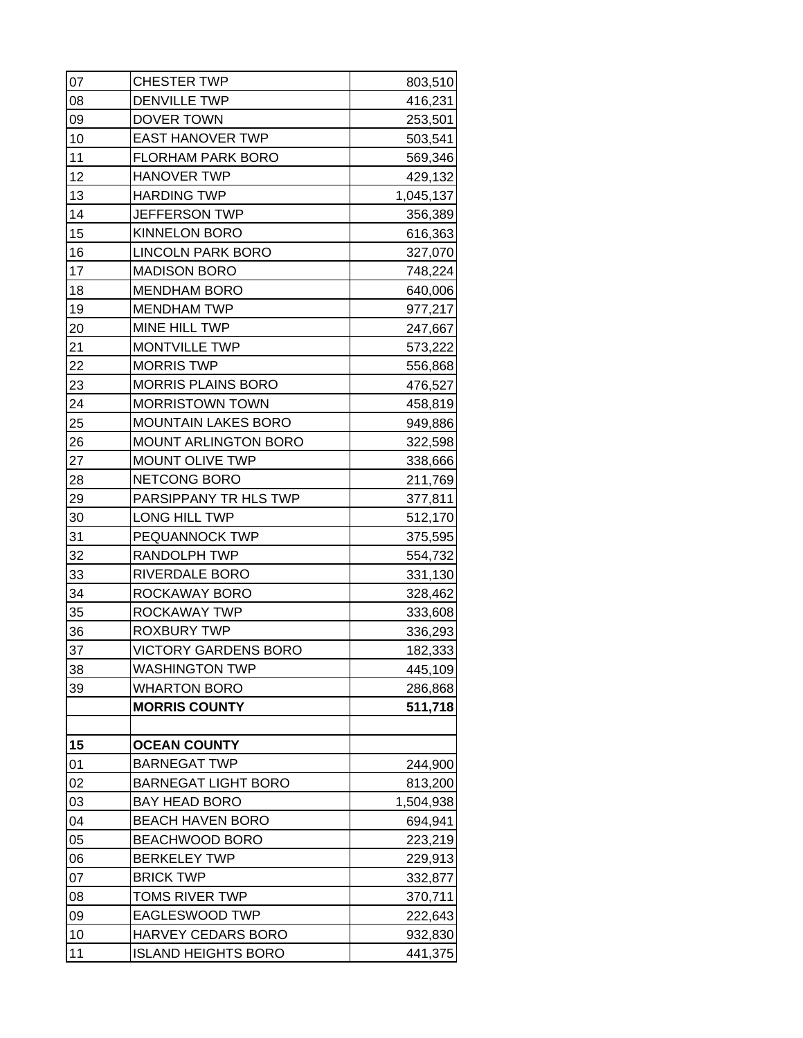| | | |
|---|---|---|
| 07 | CHESTER TWP | 803,510 |
| 08 | DENVILLE TWP | 416,231 |
| 09 | DOVER TOWN | 253,501 |
| 10 | EAST HANOVER TWP | 503,541 |
| 11 | FLORHAM PARK BORO | 569,346 |
| 12 | HANOVER TWP | 429,132 |
| 13 | HARDING TWP | 1,045,137 |
| 14 | JEFFERSON TWP | 356,389 |
| 15 | KINNELON BORO | 616,363 |
| 16 | LINCOLN PARK BORO | 327,070 |
| 17 | MADISON BORO | 748,224 |
| 18 | MENDHAM BORO | 640,006 |
| 19 | MENDHAM TWP | 977,217 |
| 20 | MINE HILL TWP | 247,667 |
| 21 | MONTVILLE TWP | 573,222 |
| 22 | MORRIS TWP | 556,868 |
| 23 | MORRIS PLAINS BORO | 476,527 |
| 24 | MORRISTOWN TOWN | 458,819 |
| 25 | MOUNTAIN LAKES BORO | 949,886 |
| 26 | MOUNT ARLINGTON BORO | 322,598 |
| 27 | MOUNT OLIVE TWP | 338,666 |
| 28 | NETCONG BORO | 211,769 |
| 29 | PARSIPPANY TR HLS TWP | 377,811 |
| 30 | LONG HILL TWP | 512,170 |
| 31 | PEQUANNOCK TWP | 375,595 |
| 32 | RANDOLPH TWP | 554,732 |
| 33 | RIVERDALE BORO | 331,130 |
| 34 | ROCKAWAY BORO | 328,462 |
| 35 | ROCKAWAY TWP | 333,608 |
| 36 | ROXBURY TWP | 336,293 |
| 37 | VICTORY GARDENS BORO | 182,333 |
| 38 | WASHINGTON TWP | 445,109 |
| 39 | WHARTON BORO | 286,868 |
| | **MORRIS COUNTY** | **511,718** |
| | | |
| **15** | **OCEAN COUNTY** | |
| 01 | BARNEGAT TWP | 244,900 |
| 02 | BARNEGAT LIGHT BORO | 813,200 |
| 03 | BAY HEAD BORO | 1,504,938 |
| 04 | BEACH HAVEN BORO | 694,941 |
| 05 | BEACHWOOD BORO | 223,219 |
| 06 | BERKELEY TWP | 229,913 |
| 07 | BRICK TWP | 332,877 |
| 08 | TOMS RIVER TWP | 370,711 |
| 09 | EAGLESWOOD TWP | 222,643 |
| 10 | HARVEY CEDARS BORO | 932,830 |
| 11 | ISLAND HEIGHTS BORO | 441,375 |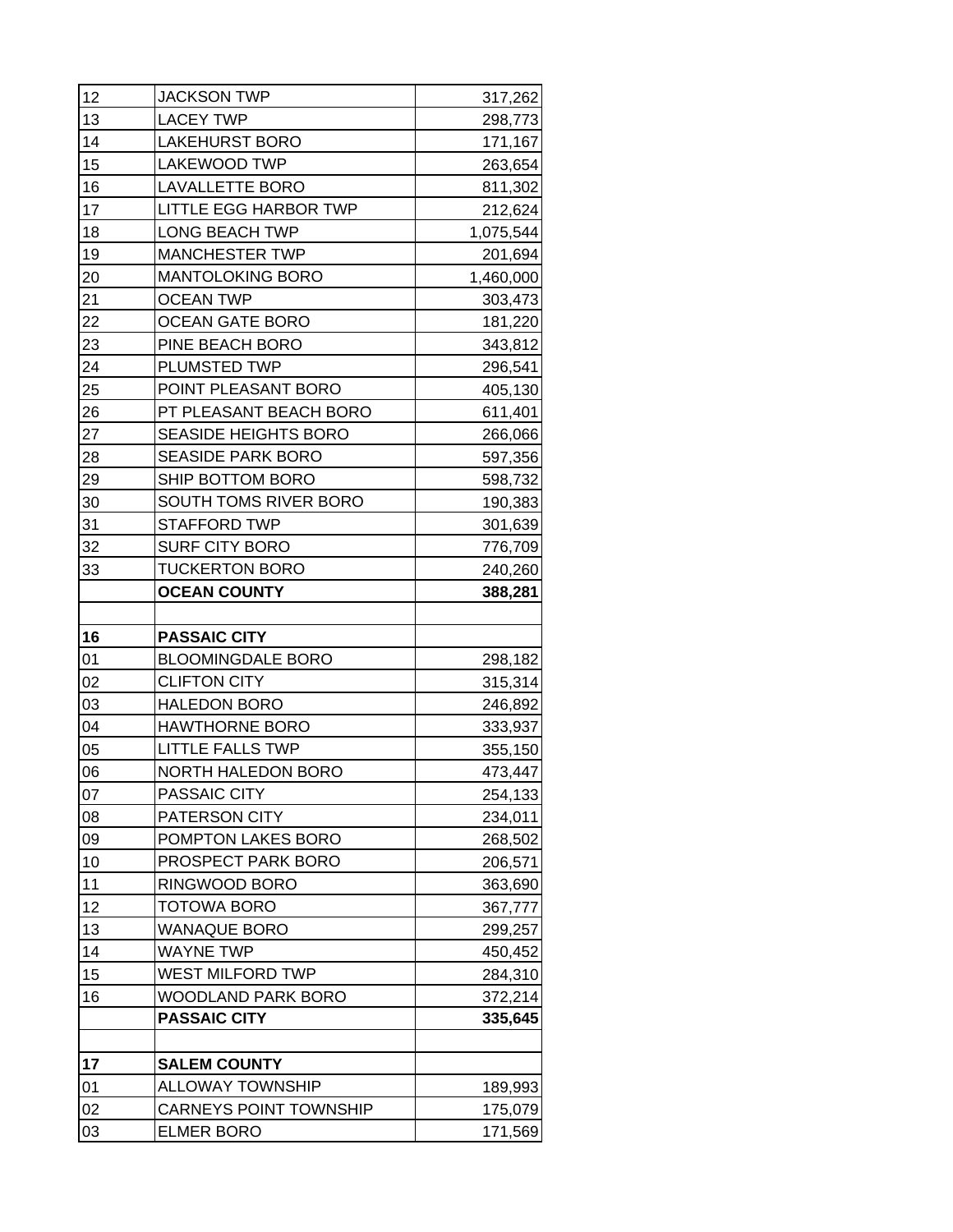| | | |
|---|---|---|
| 12 | JACKSON TWP | 317,262 |
| 13 | LACEY TWP | 298,773 |
| 14 | LAKEHURST BORO | 171,167 |
| 15 | LAKEWOOD TWP | 263,654 |
| 16 | LAVALLETTE BORO | 811,302 |
| 17 | LITTLE EGG HARBOR TWP | 212,624 |
| 18 | LONG BEACH TWP | 1,075,544 |
| 19 | MANCHESTER TWP | 201,694 |
| 20 | MANTOLOKING BORO | 1,460,000 |
| 21 | OCEAN TWP | 303,473 |
| 22 | OCEAN GATE BORO | 181,220 |
| 23 | PINE BEACH BORO | 343,812 |
| 24 | PLUMSTED TWP | 296,541 |
| 25 | POINT PLEASANT BORO | 405,130 |
| 26 | PT PLEASANT BEACH BORO | 611,401 |
| 27 | SEASIDE HEIGHTS BORO | 266,066 |
| 28 | SEASIDE PARK BORO | 597,356 |
| 29 | SHIP BOTTOM BORO | 598,732 |
| 30 | SOUTH TOMS RIVER BORO | 190,383 |
| 31 | STAFFORD TWP | 301,639 |
| 32 | SURF CITY BORO | 776,709 |
| 33 | TUCKERTON BORO | 240,260 |
| | **OCEAN COUNTY** | **388,281** |
| | | |
| **16** | **PASSAIC CITY** | |
| 01 | BLOOMINGDALE BORO | 298,182 |
| 02 | CLIFTON CITY | 315,314 |
| 03 | HALEDON BORO | 246,892 |
| 04 | HAWTHORNE BORO | 333,937 |
| 05 | LITTLE FALLS TWP | 355,150 |
| 06 | NORTH HALEDON BORO | 473,447 |
| 07 | PASSAIC CITY | 254,133 |
| 08 | PATERSON CITY | 234,011 |
| 09 | POMPTON LAKES BORO | 268,502 |
| 10 | PROSPECT PARK BORO | 206,571 |
| 11 | RINGWOOD BORO | 363,690 |
| 12 | TOTOWA BORO | 367,777 |
| 13 | WANAQUE BORO | 299,257 |
| 14 | WAYNE TWP | 450,452 |
| 15 | WEST MILFORD TWP | 284,310 |
| 16 | WOODLAND PARK BORO | 372,214 |
| | **PASSAIC CITY** | **335,645** |
| | | |
| **17** | **SALEM COUNTY** | |
| 01 | ALLOWAY TOWNSHIP | 189,993 |
| 02 | CARNEYS POINT TOWNSHIP | 175,079 |
| 03 | ELMER BORO | 171,569 |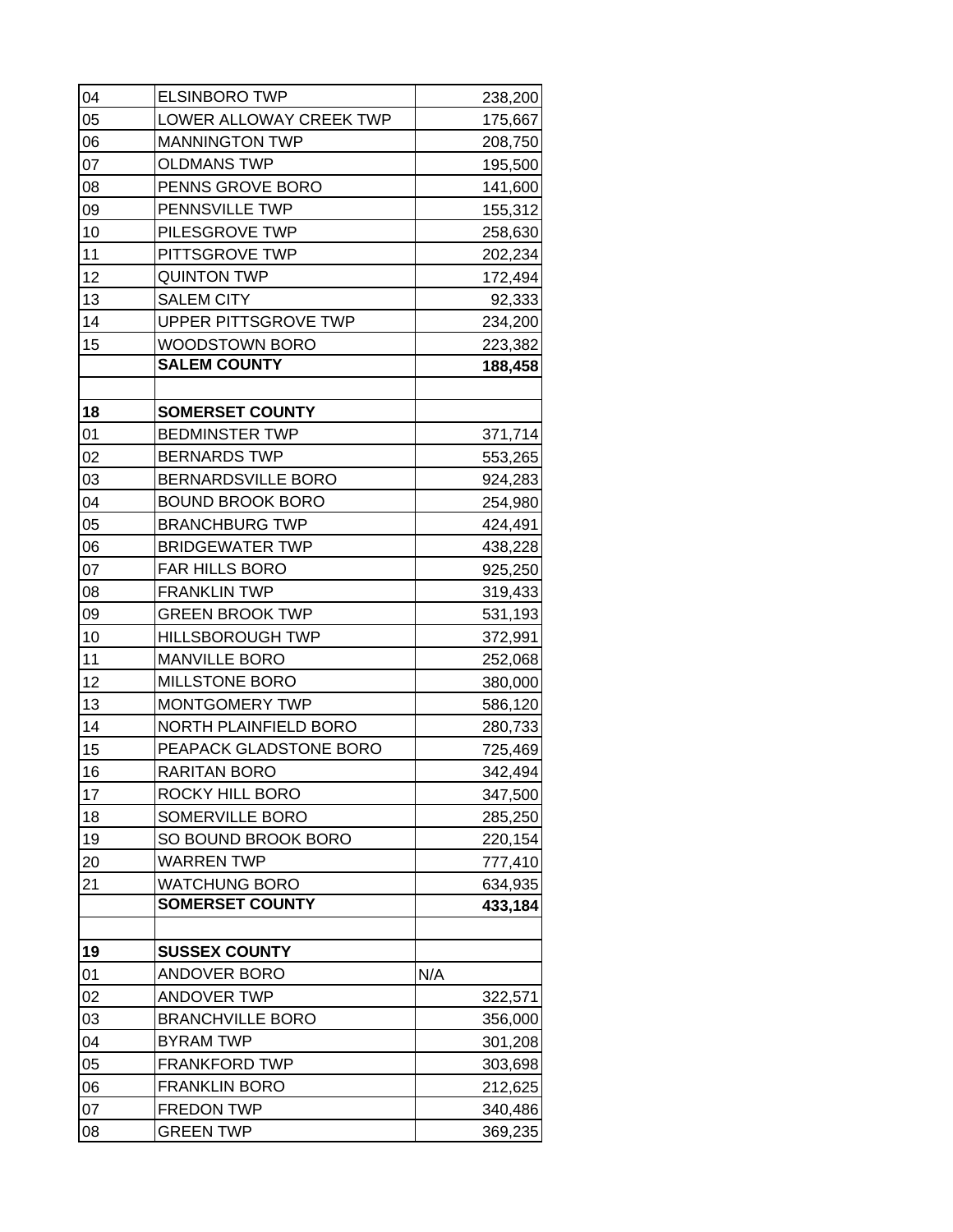| | | |
|---|---|---|
| 04 | ELSINBORO TWP | 238,200 |
| 05 | LOWER ALLOWAY CREEK TWP | 175,667 |
| 06 | MANNINGTON TWP | 208,750 |
| 07 | OLDMANS TWP | 195,500 |
| 08 | PENNS GROVE BORO | 141,600 |
| 09 | PENNSVILLE TWP | 155,312 |
| 10 | PILESGROVE TWP | 258,630 |
| 11 | PITTSGROVE TWP | 202,234 |
| 12 | QUINTON TWP | 172,494 |
| 13 | SALEM CITY | 92,333 |
| 14 | UPPER PITTSGROVE TWP | 234,200 |
| 15 | WOODSTOWN BORO | 223,382 |
| | **SALEM COUNTY** | **188,458** |
| | | |
| **18** | **SOMERSET COUNTY** | |
| 01 | BEDMINSTER TWP | 371,714 |
| 02 | BERNARDS TWP | 553,265 |
| 03 | BERNARDSVILLE BORO | 924,283 |
| 04 | BOUND BROOK BORO | 254,980 |
| 05 | BRANCHBURG TWP | 424,491 |
| 06 | BRIDGEWATER TWP | 438,228 |
| 07 | FAR HILLS BORO | 925,250 |
| 08 | FRANKLIN TWP | 319,433 |
| 09 | GREEN BROOK TWP | 531,193 |
| 10 | HILLSBOROUGH TWP | 372,991 |
| 11 | MANVILLE BORO | 252,068 |
| 12 | MILLSTONE BORO | 380,000 |
| 13 | MONTGOMERY TWP | 586,120 |
| 14 | NORTH PLAINFIELD BORO | 280,733 |
| 15 | PEAPACK GLADSTONE BORO | 725,469 |
| 16 | RARITAN BORO | 342,494 |
| 17 | ROCKY HILL BORO | 347,500 |
| 18 | SOMERVILLE BORO | 285,250 |
| 19 | SO BOUND BROOK BORO | 220,154 |
| 20 | WARREN TWP | 777,410 |
| 21 | WATCHUNG BORO | 634,935 |
| | **SOMERSET COUNTY** | **433,184** |
| | | |
| **19** | **SUSSEX COUNTY** | |
| 01 | ANDOVER BORO | N/A |
| 02 | ANDOVER TWP | 322,571 |
| 03 | BRANCHVILLE BORO | 356,000 |
| 04 | BYRAM TWP | 301,208 |
| 05 | FRANKFORD TWP | 303,698 |
| 06 | FRANKLIN BORO | 212,625 |
| 07 | FREDON TWP | 340,486 |
| 08 | GREEN TWP | 369,235 |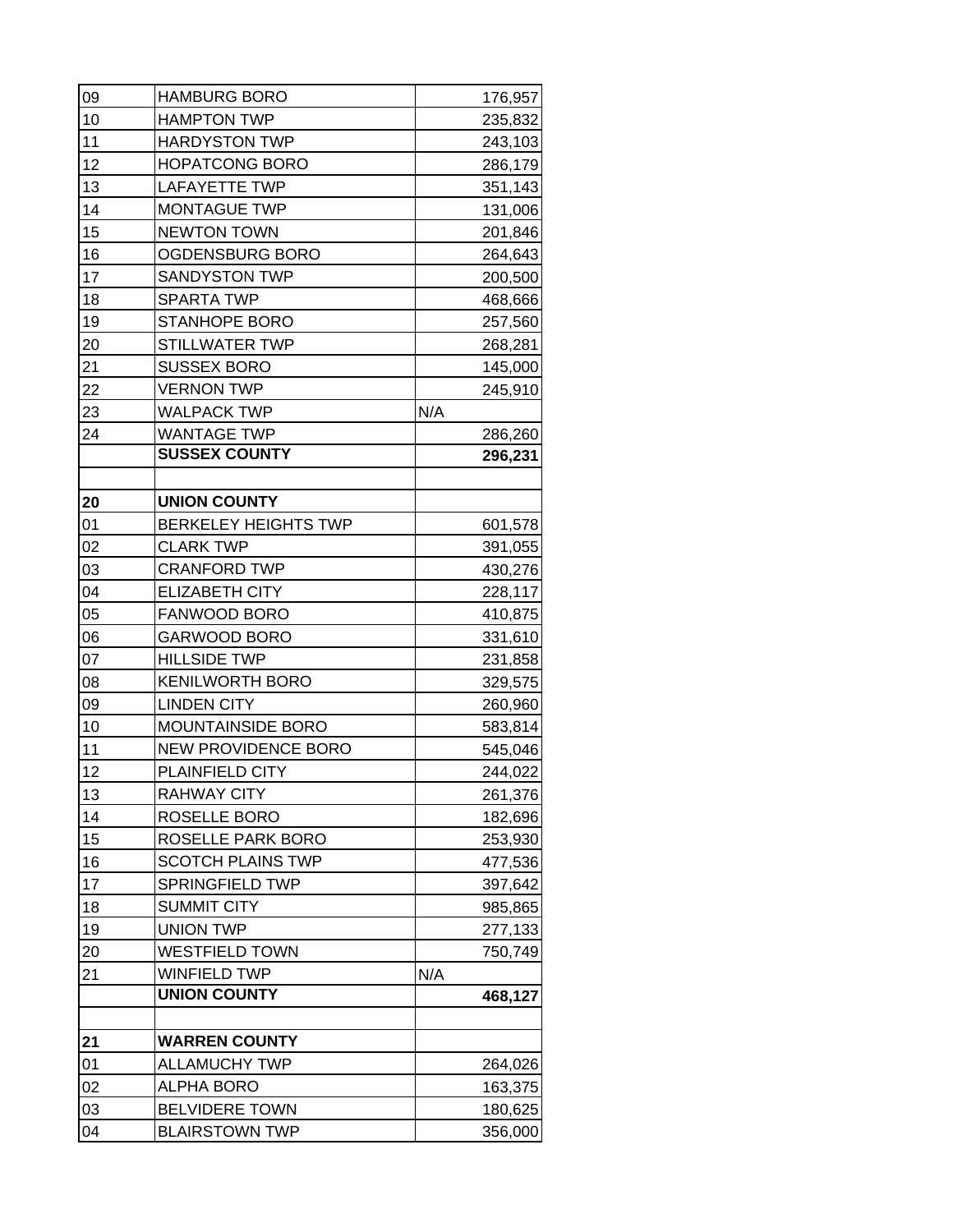| | | |
|---|---|---|
| 09 | HAMBURG BORO | 176,957 |
| 10 | HAMPTON TWP | 235,832 |
| 11 | HARDYSTON TWP | 243,103 |
| 12 | HOPATCONG BORO | 286,179 |
| 13 | LAFAYETTE TWP | 351,143 |
| 14 | MONTAGUE TWP | 131,006 |
| 15 | NEWTON TOWN | 201,846 |
| 16 | OGDENSBURG BORO | 264,643 |
| 17 | SANDYSTON TWP | 200,500 |
| 18 | SPARTA TWP | 468,666 |
| 19 | STANHOPE BORO | 257,560 |
| 20 | STILLWATER TWP | 268,281 |
| 21 | SUSSEX BORO | 145,000 |
| 22 | VERNON TWP | 245,910 |
| 23 | WALPACK TWP | N/A |
| 24 | WANTAGE TWP | 286,260 |
| | **SUSSEX COUNTY** | **296,231** |
| | | |
| **20** | **UNION COUNTY** | |
| 01 | BERKELEY HEIGHTS TWP | 601,578 |
| 02 | CLARK TWP | 391,055 |
| 03 | CRANFORD TWP | 430,276 |
| 04 | ELIZABETH CITY | 228,117 |
| 05 | FANWOOD BORO | 410,875 |
| 06 | GARWOOD BORO | 331,610 |
| 07 | HILLSIDE TWP | 231,858 |
| 08 | KENILWORTH BORO | 329,575 |
| 09 | LINDEN CITY | 260,960 |
| 10 | MOUNTAINSIDE BORO | 583,814 |
| 11 | NEW PROVIDENCE BORO | 545,046 |
| 12 | PLAINFIELD CITY | 244,022 |
| 13 | RAHWAY CITY | 261,376 |
| 14 | ROSELLE BORO | 182,696 |
| 15 | ROSELLE PARK BORO | 253,930 |
| 16 | SCOTCH PLAINS TWP | 477,536 |
| 17 | SPRINGFIELD TWP | 397,642 |
| 18 | SUMMIT CITY | 985,865 |
| 19 | UNION TWP | 277,133 |
| 20 | WESTFIELD TOWN | 750,749 |
| 21 | WINFIELD TWP | N/A |
| | **UNION COUNTY** | **468,127** |
| | | |
| **21** | **WARREN COUNTY** | |
| 01 | ALLAMUCHY TWP | 264,026 |
| 02 | ALPHA BORO | 163,375 |
| 03 | BELVIDERE TOWN | 180,625 |
| 04 | BLAIRSTOWN TWP | 356,000 |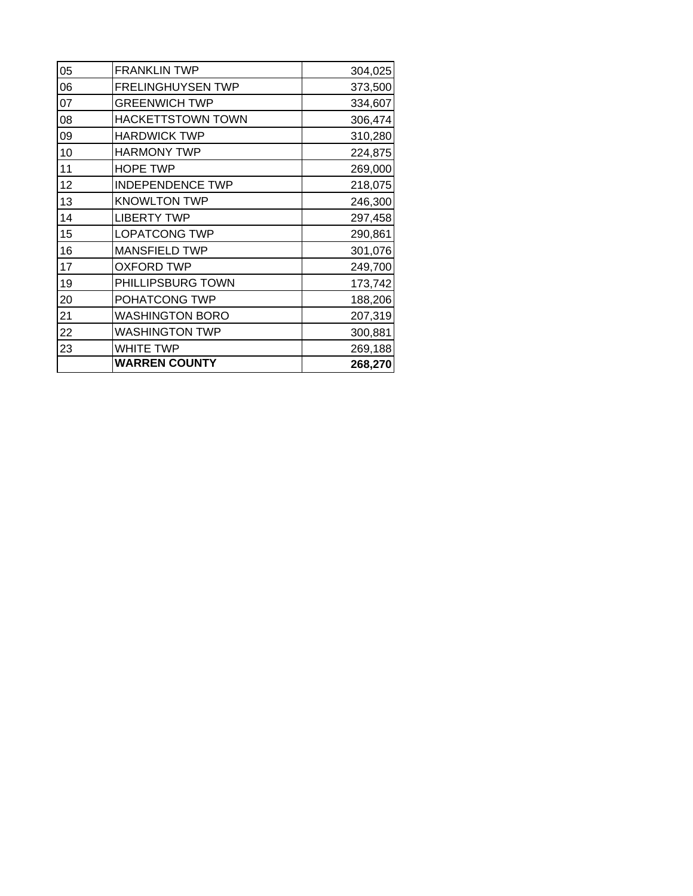| | | |
|---|---|---|
| 05 | FRANKLIN TWP | 304,025 |
| 06 | FRELINGHUYSEN TWP | 373,500 |
| 07 | GREENWICH TWP | 334,607 |
| 08 | HACKETTSTOWN TOWN | 306,474 |
| 09 | HARDWICK TWP | 310,280 |
| 10 | HARMONY TWP | 224,875 |
| 11 | HOPE TWP | 269,000 |
| 12 | INDEPENDENCE TWP | 218,075 |
| 13 | KNOWLTON TWP | 246,300 |
| 14 | LIBERTY TWP | 297,458 |
| 15 | LOPATCONG TWP | 290,861 |
| 16 | MANSFIELD TWP | 301,076 |
| 17 | OXFORD TWP | 249,700 |
| 19 | PHILLIPSBURG TOWN | 173,742 |
| 20 | POHATCONG TWP | 188,206 |
| 21 | WASHINGTON BORO | 207,319 |
| 22 | WASHINGTON TWP | 300,881 |
| 23 | WHITE TWP | 269,188 |
| | **WARREN COUNTY** | **268,270** |